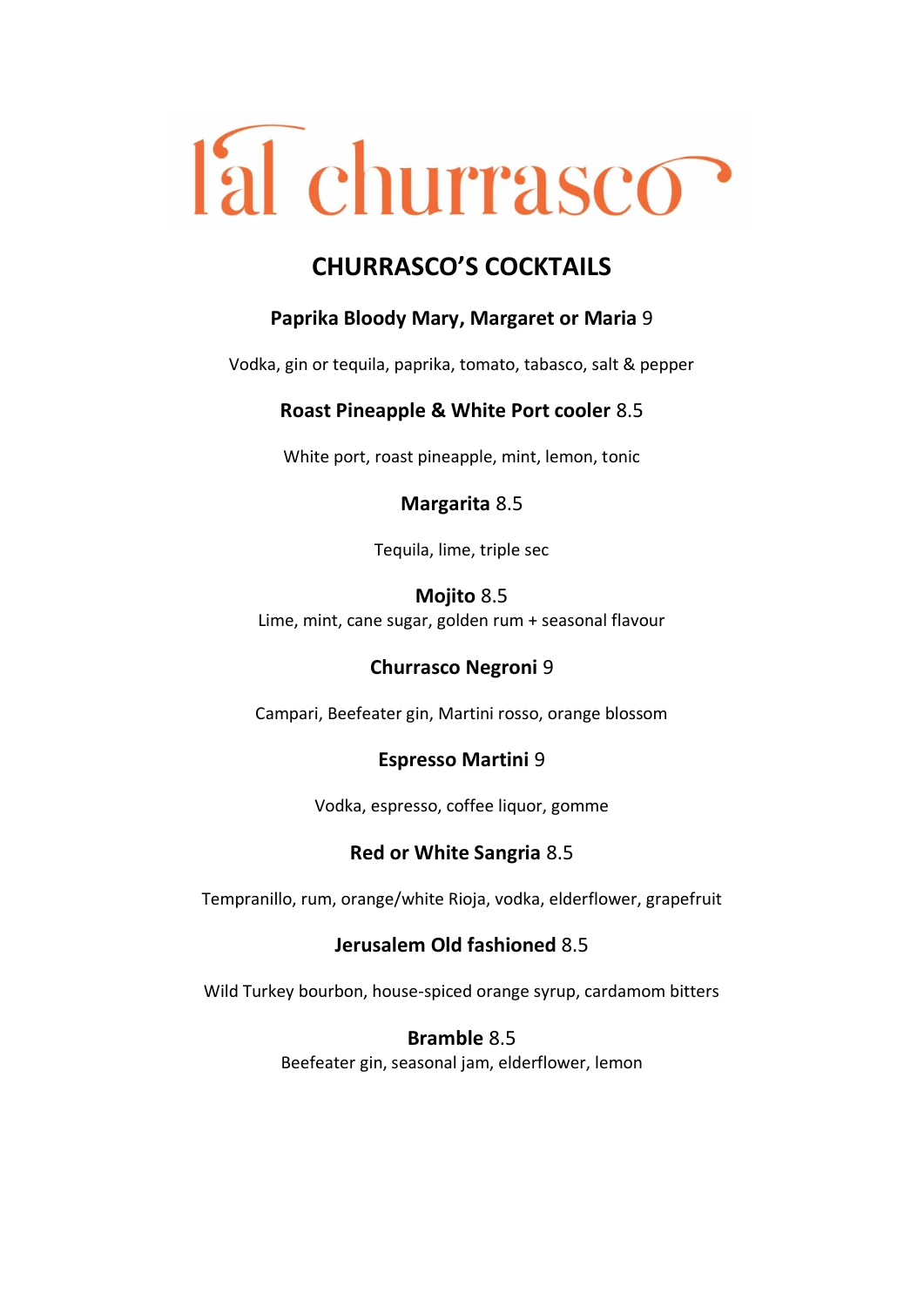# l'al churrasco

## CHURRASCO'S COCKTAILS

**Paprika Bloody Mary, Margaret or Maria** 9

Vodka, gin or tequila, paprika, tomato, tabasco, salt & pepper

**Roast Pineapple & White Port cooler** 8.5

White port, roast pineapple, mint, lemon, tonic

**Margarita** 8.5

Tequila, lime, triple sec

**Mojito** 8.5
Lime, mint, cane sugar, golden rum + seasonal flavour

**Churrasco Negroni** 9

Campari, Beefeater gin, Martini rosso, orange blossom

**Espresso Martini** 9

Vodka, espresso, coffee liquor, gomme

**Red or White Sangria** 8.5

Tempranillo, rum, orange/white Rioja, vodka, elderflower, grapefruit

**Jerusalem Old fashioned** 8.5

Wild Turkey bourbon, house-spiced orange syrup, cardamom bitters

**Bramble** 8.5
Beefeater gin, seasonal jam, elderflower, lemon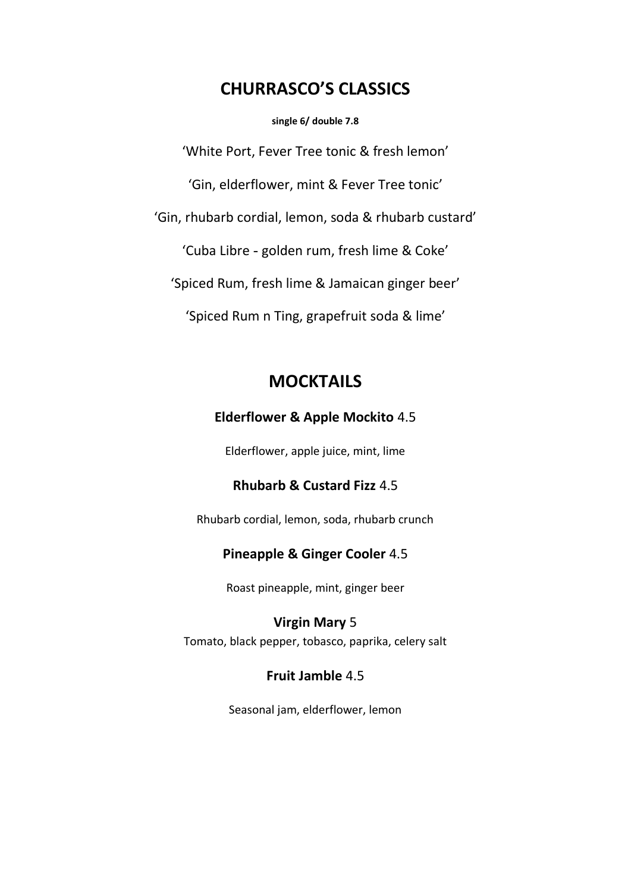## CHURRASCO'S CLASSICS

**single 6/ double 7.8**

'White Port, Fever Tree tonic & fresh lemon'

'Gin, elderflower, mint & Fever Tree tonic'

'Gin, rhubarb cordial, lemon, soda & rhubarb custard'

'Cuba Libre - golden rum, fresh lime & Coke'

'Spiced Rum, fresh lime & Jamaican ginger beer'

'Spiced Rum n Ting, grapefruit soda & lime'

## MOCKTAILS

**Elderflower & Apple Mockito** 4.5

Elderflower, apple juice, mint, lime

**Rhubarb & Custard Fizz** 4.5

Rhubarb cordial, lemon, soda, rhubarb crunch

**Pineapple & Ginger Cooler** 4.5

Roast pineapple, mint, ginger beer

**Virgin Mary** 5

Tomato, black pepper, tobasco, paprika, celery salt

**Fruit Jamble** 4.5

Seasonal jam, elderflower, lemon